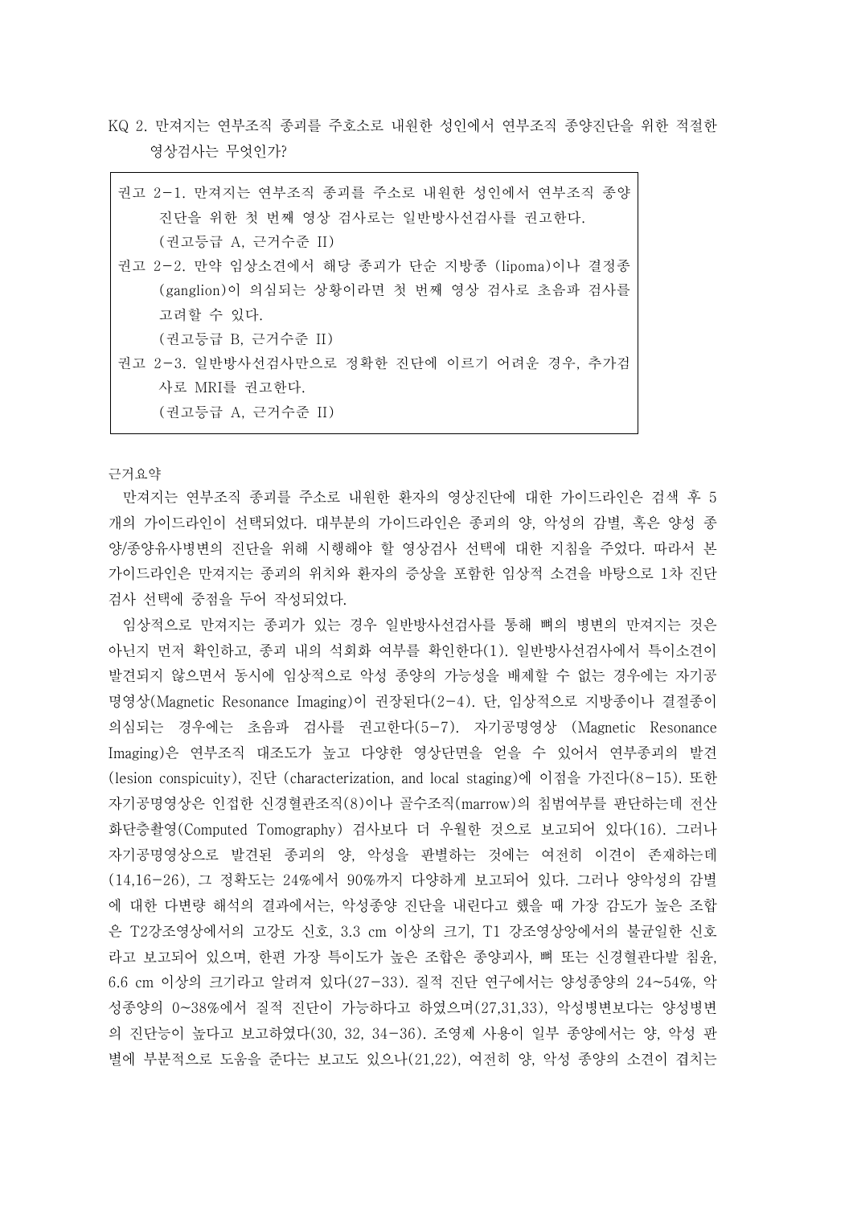KQ 2. 만져지는 연부조직 종괴를 주호소로 내원한 성인에서 연부조직 종양진단을 위한 적절한 영상검사는 무엇인가?

> 권고 2-1. 만져지는 연부조직 종괴를 주소로 내원한 성인에서 연부조직 종양 진단을 위한 첫 번째 영상 검사로는 일반방사선검사를 권고한다.
> (권고등급 A, 근거수준 II)
>
> 권고 2-2. 만약 임상소견에서 해당 종괴가 단순 지방종 (lipoma)이나 결정종 (ganglion)이 의심되는 상황이라면 첫 번째 영상 검사로 초음파 검사를 고려할 수 있다.
> (권고등급 B, 근거수준 II)
>
> 권고 2-3. 일반방사선검사만으로 정확한 진단에 이르기 어려운 경우, 추가검사로 MRI를 권고한다.
> (권고등급 A, 근거수준 II)

근거요약

만져지는 연부조직 종괴를 주소로 내원한 환자의 영상진단에 대한 가이드라인은 검색 후 5개의 가이드라인이 선택되었다. 대부분의 가이드라인은 종괴의 양, 악성의 감별, 혹은 양성 종양/종양유사병변의 진단을 위해 시행해야 할 영상검사 선택에 대한 지침을 주었다. 따라서 본 가이드라인은 만져지는 종괴의 위치와 환자의 증상을 포함한 임상적 소견을 바탕으로 1차 진단 검사 선택에 중점을 두어 작성되었다.

임상적으로 만져지는 종괴가 있는 경우 일반방사선검사를 통해 뼈의 병변의 만져지는 것은 아닌지 먼저 확인하고, 종괴 내의 석회화 여부를 확인한다(1). 일반방사선검사에서 특이소견이 발견되지 않으면서 동시에 임상적으로 악성 종양의 가능성을 배제할 수 없는 경우에는 자기공명영상(Magnetic Resonance Imaging)이 권장된다(2-4). 단, 임상적으로 지방종이나 결절종이 의심되는 경우에는 초음파 검사를 권고한다(5-7). 자기공명영상 (Magnetic Resonance Imaging)은 연부조직 대조도가 높고 다양한 영상단면을 얻을 수 있어서 연부종괴의 발견 (lesion conspicuity), 진단 (characterization, and local staging)에 이점을 가진다(8-15). 또한 자기공명영상은 인접한 신경혈관조직(8)이나 골수조직(marrow)의 침범여부를 판단하는데 전산화단층촬영(Computed Tomography) 검사보다 더 우월한 것으로 보고되어 있다(16). 그러나 자기공명영상으로 발견된 종괴의 양, 악성을 판별하는 것에는 여전히 이견이 존재하는데 (14,16-26), 그 정확도는 24%에서 90%까지 다양하게 보고되어 있다. 그러나 양악성의 감별에 대한 다변량 해석의 결과에서는, 악성종양 진단을 내린다고 했을 때 가장 감도가 높은 조합은 T2강조영상에서의 고강도 신호, 3.3 cm 이상의 크기, T1 강조영상앙에서의 불균일한 신호라고 보고되어 있으며, 한편 가장 특이도가 높은 조합은 종양괴사, 뼈 또는 신경혈관다발 침윤, 6.6 cm 이상의 크기라고 알려져 있다(27-33). 질적 진단 연구에서는 양성종양의 24~54%, 악성종양의 0~38%에서 질적 진단이 가능하다고 하였으며(27,31,33), 악성병변보다는 양성병변의 진단능이 높다고 보고하였다(30, 32, 34-36). 조영제 사용이 일부 종양에서는 양, 악성 판별에 부분적으로 도움을 준다는 보고도 있으나(21,22), 여전히 양, 악성 종양의 소견이 겹치는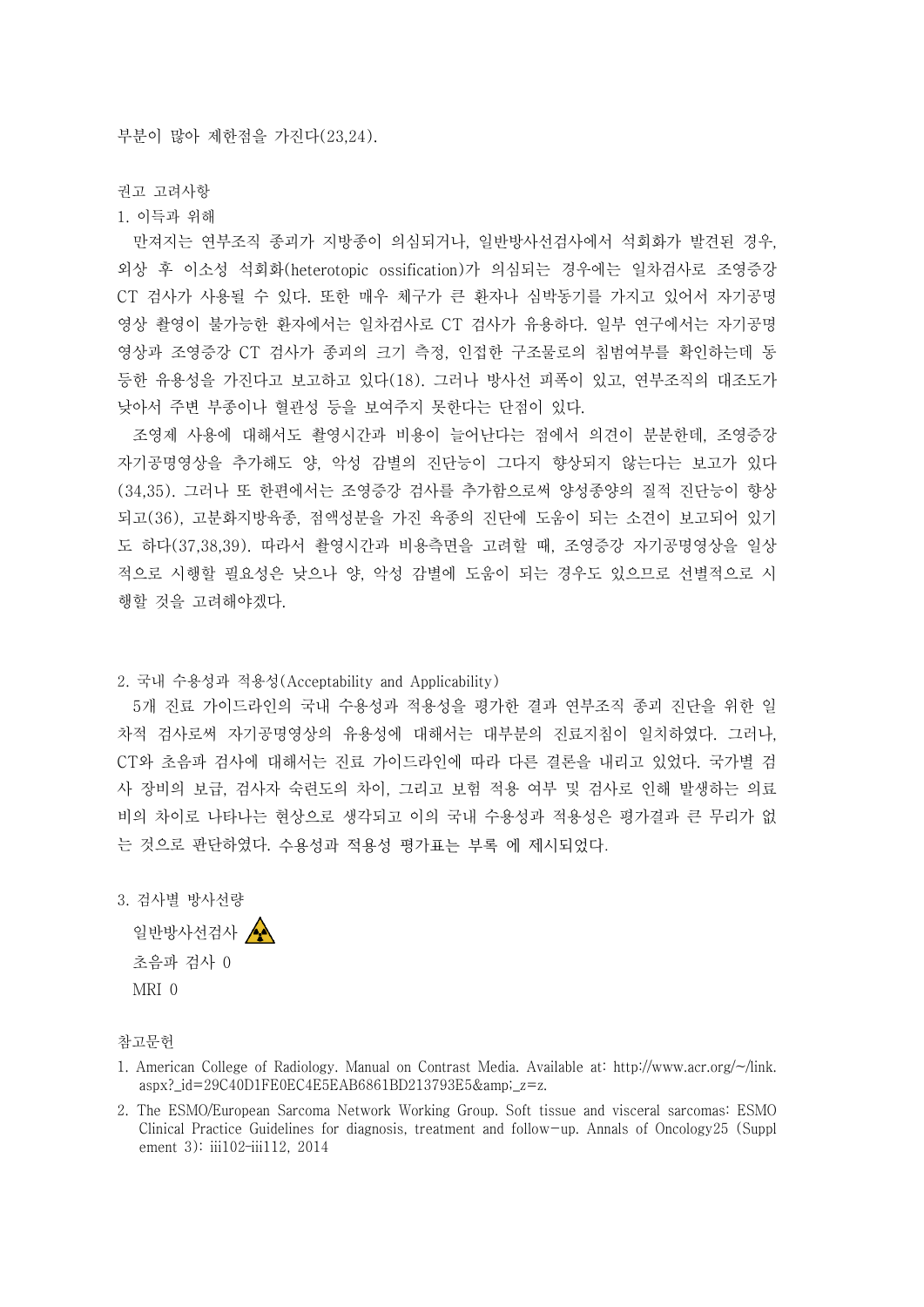부분이 많아 제한점을 가진다(23,24).

권고 고려사항

1. 이득과 위해

만져지는 연부조직 종괴가 지방종이 의심되거나, 일반방사선검사에서 석회화가 발견된 경우, 외상 후 이소성 석회화(heterotopic ossification)가 의심되는 경우에는 일차검사로 조영증강 CT 검사가 사용될 수 있다. 또한 매우 체구가 큰 환자나 심박동기를 가지고 있어서 자기공명영상 촬영이 불가능한 환자에서는 일차검사로 CT 검사가 유용하다. 일부 연구에서는 자기공명영상과 조영증강 CT 검사가 종괴의 크기 측정, 인접한 구조물로의 침범여부를 확인하는데 동등한 유용성을 가진다고 보고하고 있다(18). 그러나 방사선 피폭이 있고, 연부조직의 대조도가 낮아서 주변 부종이나 혈관성 등을 보여주지 못한다는 단점이 있다.

조영제 사용에 대해서도 촬영시간과 비용이 늘어난다는 점에서 의견이 분분한데, 조영증강 자기공명영상을 추가해도 양, 악성 감별의 진단능이 그다지 향상되지 않는다는 보고가 있다(34,35). 그러나 또 한편에서는 조영증강 검사를 추가함으로써 양성종양의 질적 진단능이 향상되고(36), 고분화지방육종, 점액성분을 가진 육종의 진단에 도움이 되는 소견이 보고되어 있기도 하다(37,38,39). 따라서 촬영시간과 비용측면을 고려할 때, 조영증강 자기공명영상을 일상적으로 시행할 필요성은 낮으나 양, 악성 감별에 도움이 되는 경우도 있으므로 선별적으로 시행할 것을 고려해야겠다.

2. 국내 수용성과 적용성(Acceptability and Applicability)

5개 진료 가이드라인의 국내 수용성과 적용성을 평가한 결과 연부조직 종괴 진단을 위한 일차적 검사로써 자기공명영상의 유용성에 대해서는 대부분의 진료지침이 일치하였다. 그러나, CT와 초음파 검사에 대해서는 진료 가이드라인에 따라 다른 결론을 내리고 있었다. 국가별 검사 장비의 보급, 검사자 숙련도의 차이, 그리고 보험 적용 여부 및 검사로 인해 발생하는 의료비의 차이로 나타나는 현상으로 생각되고 이의 국내 수용성과 적용성은 평가결과 큰 무리가 없는 것으로 판단하였다. 수용성과 적용성 평가표는 부록 에 제시되었다.

3. 검사별 방사선량

일반방사선검사 ☢

초음파 검사 0

MRI 0

참고문헌

1. American College of Radiology. Manual on Contrast Media. Available at: http://www.acr.org/~/link.aspx?_id=29C40D1FE0EC4E5EAB6861BD213793E5&amp;_z=z.
2. The ESMO/European Sarcoma Network Working Group. Soft tissue and visceral sarcomas: ESMO Clinical Practice Guidelines for diagnosis, treatment and follow-up. Annals of Oncology25 (Supplement 3): iii102-iii112, 2014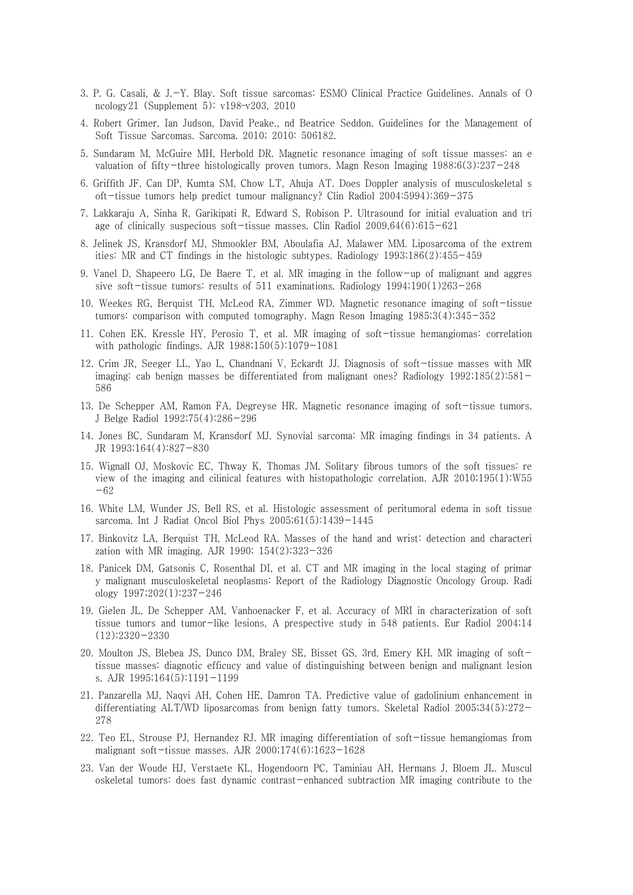3. P. G. Casali, & J.-Y. Blay. Soft tissue sarcomas: ESMO Clinical Practice Guidelines. Annals of Oncology21 (Supplement 5): v198-v203, 2010

4. Robert Grimer, Ian Judson, David Peake., nd Beatrice Seddon. Guidelines for the Management of Soft Tissue Sarcomas. Sarcoma. 2010; 2010: 506182.

5. Sundaram M, McGuire MH, Herbold DR. Magnetic resonance imaging of soft tissue masses: an evaluation of fifty-three histologically proven tumors. Magn Reson Imaging 1988;6(3):237-248

6. Griffith JF, Can DP, Kumta SM, Chow LT, Ahuja AT. Does Doppler analysis of musculoskeletal soft-tissue tumors help predict tumour malignancy? Clin Radiol 2004:5994):369-375

7. Lakkaraju A, Sinha R, Garikipati R, Edward S, Robison P. Ultrasound for initial evaluation and triage of clinically suspecious soft-tissue masses. Clin Radiol 2009,64(6):615-621

8. Jelinek JS, Kransdorf MJ, Shmookler BM, Aboulafia AJ, Malawer MM. Liposarcoma of the extremities: MR and CT findings in the histologic subtypes. Radiology 1993;186(2):455-459

9. Vanel D, Shapeero LG, De Baere T, et al. MR imaging in the follow-up of malignant and aggressive soft-tissue tumors: results of 511 examinations. Radiology 1994;190(1)263-268

10. Weekes RG, Berquist TH, McLeod RA, Zimmer WD. Magnetic resonance imaging of soft-tissue tumors: comparison with computed tomography. Magn Reson Imaging 1985;3(4):345-352

11. Cohen EK. Kressle HY, Perosio T, et al. MR imaging of soft-tissue hemangiomas: correlation with pathologic findings. AJR 1988;150(5):1079-1081

12. Crim JR, Seeger LL, Yao L, Chandnani V, Eckardt JJ. Diagnosis of soft-tissue masses with MR imaging: cab benign masses be differentiated from malignant ones? Radiology 1992;185(2):581-586

13. De Schepper AM, Ramon FA, Degreyse HR. Magnetic resonance imaging of soft-tissue tumors. J Belge Radiol 1992;75(4):286-296

14. Jones BC, Sundaram M, Kransdorf MJ. Synovial sarcoma: MR imaging findings in 34 patients. AJR 1993;164(4):827-830

15. Wignall OJ, Moskovic EC, Thway K, Thomas JM. Solitary fibrous tumors of the soft tissues: review of the imaging and cilinical features with histopathologic correlation. AJR 2010;195(1):W55-62

16. White LM, Wunder JS, Bell RS, et al. Histologic assessment of peritumoral edema in soft tissue sarcoma. Int J Radiat Oncol Biol Phys 2005;61(5):1439-1445

17. Binkovitz LA, Berquist TH, McLeod RA. Masses of the hand and wrist: detection and characterization with MR imaging. AJR 1990; 154(2):323-326

18. Panicek DM, Gatsonis C, Rosenthal DI, et al. CT and MR imaging in the local staging of primary malignant musculoskeletal neoplasms: Report of the Radiology Diagnostic Oncology Group. Radiology 1997;202(1):237-246

19. Gielen JL, De Schepper AM, Vanhoenacker F, et al. Accuracy of MRI in characterization of soft tissue tumors and tumor-like lesions, A prespective study in 548 patients. Eur Radiol 2004;14(12):2320-2330

20. Moulton JS, Blebea JS, Dunco DM, Braley SE, Bisset GS, 3rd, Emery KH. MR imaging of soft-tissue masses: diagnotic efficucy and value of distinguishing between benign and malignant lesions. AJR 1995;164(5):1191-1199

21. Panzarella MJ, Naqvi AH, Cohen HE, Damron TA. Predictive value of gadolinium enhancement in differentiating ALT/WD liposarcomas from benign fatty tumors. Skeletal Radiol 2005;34(5):272-278

22. Teo EL, Strouse PJ, Hernandez RJ. MR imaging differentiation of soft-tissue hemangiomas from malignant soft-tissue masses. AJR 2000;174(6):1623-1628

23. Van der Woude HJ, Verstaete KL, Hogendoorn PC, Taminiau AH, Hermans J, Bloem JL. Musculoskeletal tumors: does fast dynamic contrast-enhanced subtraction MR imaging contribute to the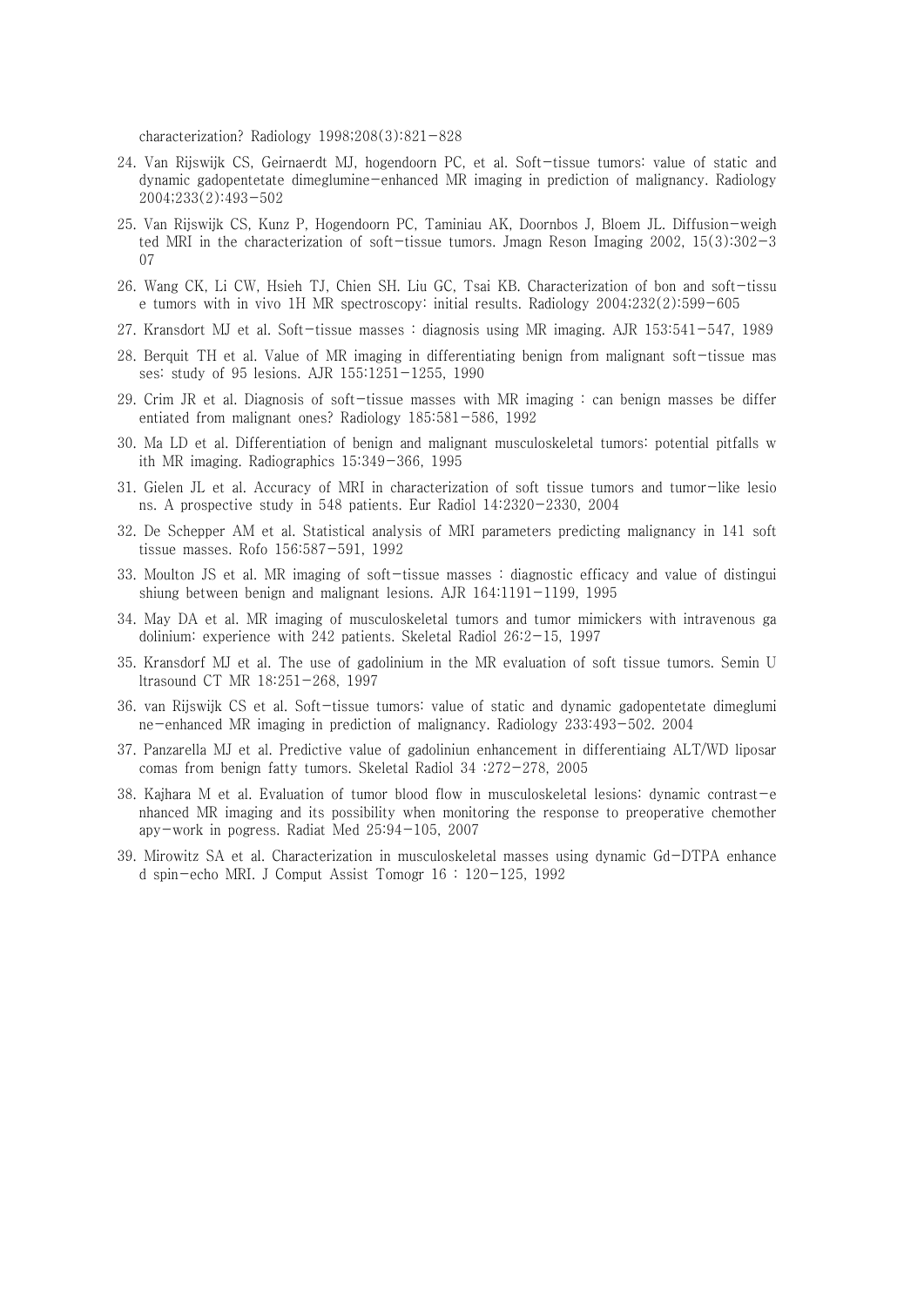characterization? Radiology 1998;208(3):821-828

24. Van Rijswijk CS, Geirnaerdt MJ, hogendoorn PC, et al. Soft-tissue tumors: value of static and dynamic gadopentetate dimeglumine-enhanced MR imaging in prediction of malignancy. Radiology 2004;233(2):493-502
25. Van Rijswijk CS, Kunz P, Hogendoorn PC, Taminiau AK, Doornbos J, Bloem JL. Diffusion-weighted MRI in the characterization of soft-tissue tumors. Jmagn Reson Imaging 2002, 15(3):302-307
26. Wang CK, Li CW, Hsieh TJ, Chien SH. Liu GC, Tsai KB. Characterization of bon and soft-tissue tumors with in vivo 1H MR spectroscopy: initial results. Radiology 2004;232(2):599-605
27. Kransdort MJ et al. Soft-tissue masses : diagnosis using MR imaging. AJR 153:541-547, 1989
28. Berquit TH et al. Value of MR imaging in differentiating benign from malignant soft-tissue masses: study of 95 lesions. AJR 155:1251-1255, 1990
29. Crim JR et al. Diagnosis of soft-tissue masses with MR imaging : can benign masses be differentiated from malignant ones? Radiology 185:581-586, 1992
30. Ma LD et al. Differentiation of benign and malignant musculoskeletal tumors: potential pitfalls with MR imaging. Radiographics 15:349-366, 1995
31. Gielen JL et al. Accuracy of MRI in characterization of soft tissue tumors and tumor-like lesions. A prospective study in 548 patients. Eur Radiol 14:2320-2330, 2004
32. De Schepper AM et al. Statistical analysis of MRI parameters predicting malignancy in 141 soft tissue masses. Rofo 156:587-591, 1992
33. Moulton JS et al. MR imaging of soft-tissue masses : diagnostic efficacy and value of distinguishiung between benign and malignant lesions. AJR 164:1191-1199, 1995
34. May DA et al. MR imaging of musculoskeletal tumors and tumor mimickers with intravenous gadolinium: experience with 242 patients. Skeletal Radiol 26:2-15, 1997
35. Kransdorf MJ et al. The use of gadolinium in the MR evaluation of soft tissue tumors. Semin Ultrasound CT MR 18:251-268, 1997
36. van Rijswijk CS et al. Soft-tissue tumors: value of static and dynamic gadopentetate dimeglumine-enhanced MR imaging in prediction of malignancy. Radiology 233:493-502. 2004
37. Panzarella MJ et al. Predictive value of gadoliniun enhancement in differentiaing ALT/WD liposarcomas from benign fatty tumors. Skeletal Radiol 34 :272-278, 2005
38. Kajhara M et al. Evaluation of tumor blood flow in musculoskeletal lesions: dynamic contrast-enhanced MR imaging and its possibility when monitoring the response to preoperative chemotherapy-work in pogress. Radiat Med 25:94-105, 2007
39. Mirowitz SA et al. Characterization in musculoskeletal masses using dynamic Gd-DTPA enhanced spin-echo MRI. J Comput Assist Tomogr 16 : 120-125, 1992